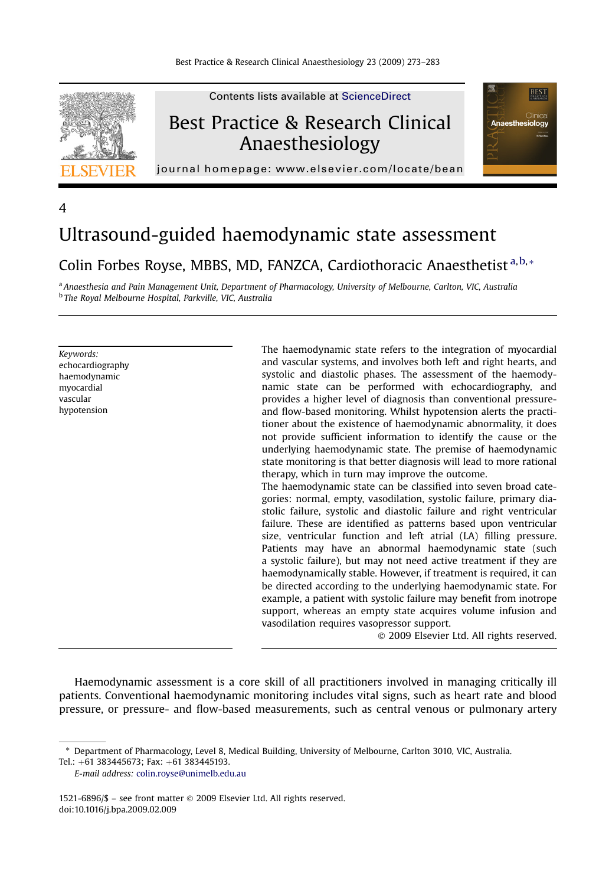4

# Ultrasound-guided haemodynamic state assessment

Colin Forbes Royse, MBBS, MD, FANZCA, Cardiothoracic Anaesthetist [a,b,*]

[a] *Anaesthesia and Pain Management Unit, Department of Pharmacology, University of Melbourne, Carlton, VIC, Australia*
[b] *The Royal Melbourne Hospital, Parkville, VIC, Australia*

*Keywords:*
echocardiography
haemodynamic
myocardial
vascular
hypotension

The haemodynamic state refers to the integration of myocardial and vascular systems, and involves both left and right hearts, and systolic and diastolic phases. The assessment of the haemodynamic state can be performed with echocardiography, and provides a higher level of diagnosis than conventional pressure- and flow-based monitoring. Whilst hypotension alerts the practitioner about the existence of haemodynamic abnormality, it does not provide sufficient information to identify the cause or the underlying haemodynamic state. The premise of haemodynamic state monitoring is that better diagnosis will lead to more rational therapy, which in turn may improve the outcome.

The haemodynamic state can be classified into seven broad categories: normal, empty, vasodilation, systolic failure, primary diastolic failure, systolic and diastolic failure and right ventricular failure. These are identified as patterns based upon ventricular size, ventricular function and left atrial (LA) filling pressure. Patients may have an abnormal haemodynamic state (such a systolic failure), but may not need active treatment if they are haemodynamically stable. However, if treatment is required, it can be directed according to the underlying haemodynamic state. For example, a patient with systolic failure may benefit from inotrope support, whereas an empty state acquires volume infusion and vasodilation requires vasopressor support.

© 2009 Elsevier Ltd. All rights reserved.

Haemodynamic assessment is a core skill of all practitioners involved in managing critically ill patients. Conventional haemodynamic monitoring includes vital signs, such as heart rate and blood pressure, or pressure- and flow-based measurements, such as central venous or pulmonary artery

* Department of Pharmacology, Level 8, Medical Building, University of Melbourne, Carlton 3010, VIC, Australia. Tel.: +61 383445673; Fax: +61 383445193.
*E-mail address:* colin.royse@unimelb.edu.au

1521-6896/$ – see front matter © 2009 Elsevier Ltd. All rights reserved.
doi:10.1016/j.bpa.2009.02.009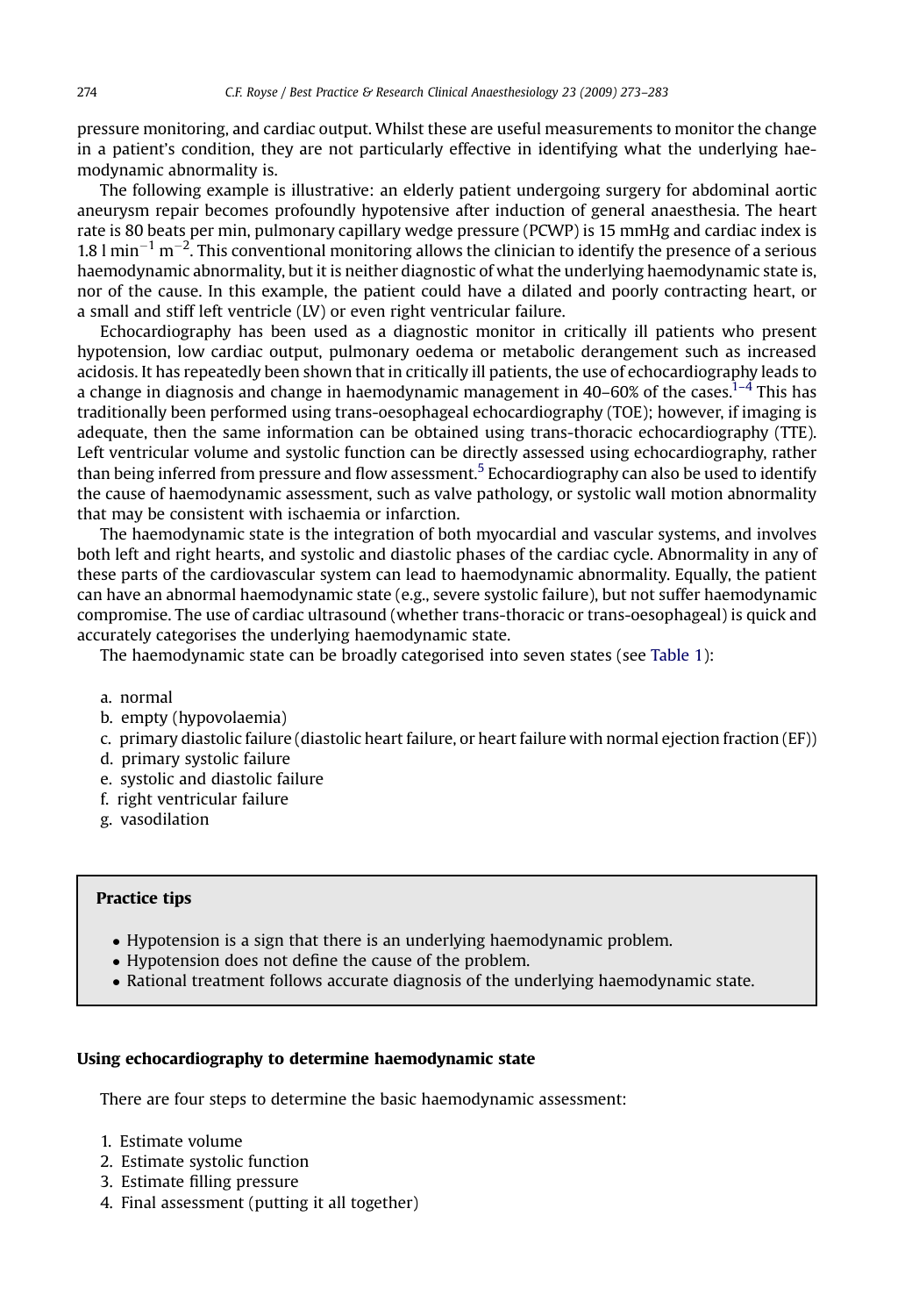pressure monitoring, and cardiac output. Whilst these are useful measurements to monitor the change in a patient's condition, they are not particularly effective in identifying what the underlying haemodynamic abnormality is.

The following example is illustrative: an elderly patient undergoing surgery for abdominal aortic aneurysm repair becomes profoundly hypotensive after induction of general anaesthesia. The heart rate is 80 beats per min, pulmonary capillary wedge pressure (PCWP) is 15 mmHg and cardiac index is 1.8 l $min^{-1}$ $m^{-2}$. This conventional monitoring allows the clinician to identify the presence of a serious haemodynamic abnormality, but it is neither diagnostic of what the underlying haemodynamic state is, nor of the cause. In this example, the patient could have a dilated and poorly contracting heart, or a small and stiff left ventricle (LV) or even right ventricular failure.

Echocardiography has been used as a diagnostic monitor in critically ill patients who present hypotension, low cardiac output, pulmonary oedema or metabolic derangement such as increased acidosis. It has repeatedly been shown that in critically ill patients, the use of echocardiography leads to a change in diagnosis and change in haemodynamic management in 40–60% of the cases.[1–4] This has traditionally been performed using trans-oesophageal echocardiography (TOE); however, if imaging is adequate, then the same information can be obtained using trans-thoracic echocardiography (TTE). Left ventricular volume and systolic function can be directly assessed using echocardiography, rather than being inferred from pressure and flow assessment.[5] Echocardiography can also be used to identify the cause of haemodynamic assessment, such as valve pathology, or systolic wall motion abnormality that may be consistent with ischaemia or infarction.

The haemodynamic state is the integration of both myocardial and vascular systems, and involves both left and right hearts, and systolic and diastolic phases of the cardiac cycle. Abnormality in any of these parts of the cardiovascular system can lead to haemodynamic abnormality. Equally, the patient can have an abnormal haemodynamic state (e.g., severe systolic failure), but not suffer haemodynamic compromise. The use of cardiac ultrasound (whether trans-thoracic or trans-oesophageal) is quick and accurately categorises the underlying haemodynamic state.

The haemodynamic state can be broadly categorised into seven states (see Table 1):

a. normal
b. empty (hypovolaemia)
c. primary diastolic failure (diastolic heart failure, or heart failure with normal ejection fraction (EF))
d. primary systolic failure
e. systolic and diastolic failure
f. right ventricular failure
g. vasodilation

> **Practice tips**
>
> - Hypotension is a sign that there is an underlying haemodynamic problem.
> - Hypotension does not define the cause of the problem.
> - Rational treatment follows accurate diagnosis of the underlying haemodynamic state.

## Using echocardiography to determine haemodynamic state

There are four steps to determine the basic haemodynamic assessment:

1. Estimate volume
2. Estimate systolic function
3. Estimate filling pressure
4. Final assessment (putting it all together)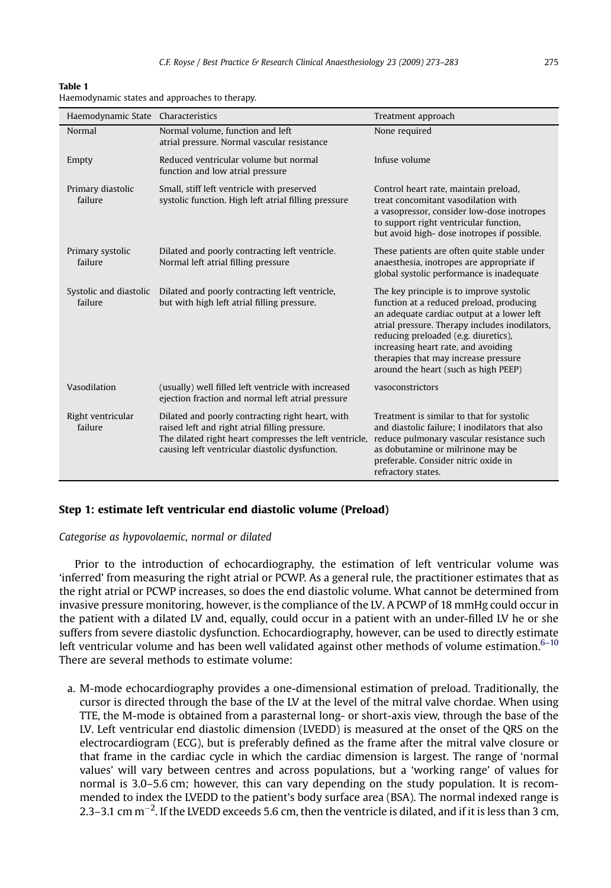**Table 1**
Haemodynamic states and approaches to therapy.

| Haemodynamic State | Characteristics | Treatment approach |
|---|---|---|
| Normal | Normal volume, function and left atrial pressure. Normal vascular resistance | None required |
| Empty | Reduced ventricular volume but normal function and low atrial pressure | Infuse volume |
| Primary diastolic failure | Small, stiff left ventricle with preserved systolic function. High left atrial filling pressure | Control heart rate, maintain preload, treat concomitant vasodilation with a vasopressor, consider low-dose inotropes to support right ventricular function, but avoid high- dose inotropes if possible. |
| Primary systolic failure | Dilated and poorly contracting left ventricle. Normal left atrial filling pressure | These patients are often quite stable under anaesthesia, inotropes are appropriate if global systolic performance is inadequate |
| Systolic and diastolic failure | Dilated and poorly contracting left ventricle, but with high left atrial filling pressure. | The key principle is to improve systolic function at a reduced preload, producing an adequate cardiac output at a lower left atrial pressure. Therapy includes inodilators, reducing preloaded (e.g. diuretics), increasing heart rate, and avoiding therapies that may increase pressure around the heart (such as high PEEP) |
| Vasodilation | (usually) well filled left ventricle with increased ejection fraction and normal left atrial pressure | vasoconstrictors |
| Right ventricular failure | Dilated and poorly contracting right heart, with raised left and right atrial filling pressure. The dilated right heart compresses the left ventricle, causing left ventricular diastolic dysfunction. | Treatment is similar to that for systolic and diastolic failure; I inodilators that also reduce pulmonary vascular resistance such as dobutamine or milrinone may be preferable. Consider nitric oxide in refractory states. |

### Step 1: estimate left ventricular end diastolic volume (Preload)

*Categorise as hypovolaemic, normal or dilated*

Prior to the introduction of echocardiography, the estimation of left ventricular volume was 'inferred' from measuring the right atrial or PCWP. As a general rule, the practitioner estimates that as the right atrial or PCWP increases, so does the end diastolic volume. What cannot be determined from invasive pressure monitoring, however, is the compliance of the LV. A PCWP of 18 mmHg could occur in the patient with a dilated LV and, equally, could occur in a patient with an under-filled LV he or she suffers from severe diastolic dysfunction. Echocardiography, however, can be used to directly estimate left ventricular volume and has been well validated against other methods of volume estimation.[6–10] There are several methods to estimate volume:

a. M-mode echocardiography provides a one-dimensional estimation of preload. Traditionally, the cursor is directed through the base of the LV at the level of the mitral valve chordae. When using TTE, the M-mode is obtained from a parasternal long- or short-axis view, through the base of the LV. Left ventricular end diastolic dimension (LVEDD) is measured at the onset of the QRS on the electrocardiogram (ECG), but is preferably defined as the frame after the mitral valve closure or that frame in the cardiac cycle in which the cardiac dimension is largest. The range of 'normal values' will vary between centres and across populations, but a 'working range' of values for normal is 3.0–5.6 cm; however, this can vary depending on the study population. It is recommended to index the LVEDD to the patient's body surface area (BSA). The normal indexed range is 2.3–3.1 cm $m^{-2}$. If the LVEDD exceeds 5.6 cm, then the ventricle is dilated, and if it is less than 3 cm,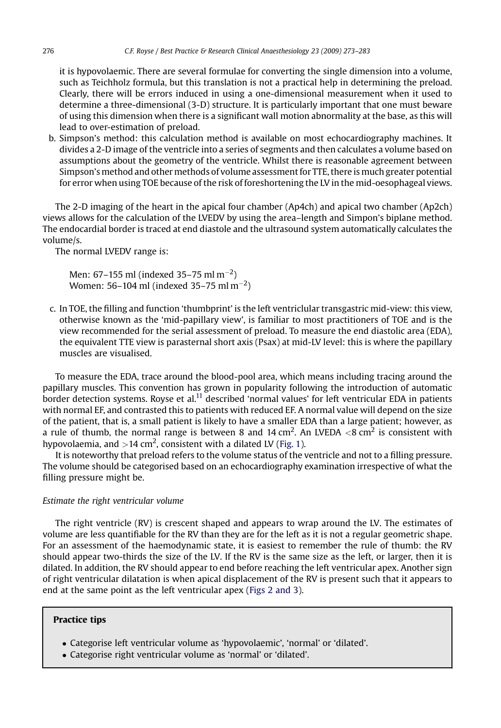it is hypovolaemic. There are several formulae for converting the single dimension into a volume, such as Teichholz formula, but this translation is not a practical help in determining the preload. Clearly, there will be errors induced in using a one-dimensional measurement when it used to determine a three-dimensional (3-D) structure. It is particularly important that one must beware of using this dimension when there is a significant wall motion abnormality at the base, as this will lead to over-estimation of preload.

b. Simpson's method: this calculation method is available on most echocardiography machines. It divides a 2-D image of the ventricle into a series of segments and then calculates a volume based on assumptions about the geometry of the ventricle. Whilst there is reasonable agreement between Simpson's method and other methods of volume assessment for TTE, there is much greater potential for error when using TOE because of the risk of foreshortening the LV in the mid-oesophageal views.

The 2-D imaging of the heart in the apical four chamber (Ap4ch) and apical two chamber (Ap2ch) views allows for the calculation of the LVEDV by using the area–length and Simpon's biplane method. The endocardial border is traced at end diastole and the ultrasound system automatically calculates the volume/s.

The normal LVEDV range is:

Men: 67–155 ml (indexed 35–75 ml $m^{-2}$)
Women: 56–104 ml (indexed 35–75 ml $m^{-2}$)

c. In TOE, the filling and function 'thumbprint' is the left ventriclular transgastric mid-view: this view, otherwise known as the 'mid-papillary view', is familiar to most practitioners of TOE and is the view recommended for the serial assessment of preload. To measure the end diastolic area (EDA), the equivalent TTE view is parasternal short axis (Psax) at mid-LV level: this is where the papillary muscles are visualised.

To measure the EDA, trace around the blood-pool area, which means including tracing around the papillary muscles. This convention has grown in popularity following the introduction of automatic border detection systems. Royse et al.[11] described 'normal values' for left ventricular EDA in patients with normal EF, and contrasted this to patients with reduced EF. A normal value will depend on the size of the patient, that is, a small patient is likely to have a smaller EDA than a large patient; however, as a rule of thumb, the normal range is between 8 and 14 $cm^2$. An LVEDA $<8$ $cm^2$ is consistent with hypovolaemia, and $>14$ $cm^2$, consistent with a dilated LV (Fig. 1).

It is noteworthy that preload refers to the volume status of the ventricle and not to a filling pressure. The volume should be categorised based on an echocardiography examination irrespective of what the filling pressure might be.

*Estimate the right ventricular volume*

The right ventricle (RV) is crescent shaped and appears to wrap around the LV. The estimates of volume are less quantifiable for the RV than they are for the left as it is not a regular geometric shape. For an assessment of the haemodynamic state, it is easiest to remember the rule of thumb: the RV should appear two-thirds the size of the LV. If the RV is the same size as the left, or larger, then it is dilated. In addition, the RV should appear to end before reaching the left ventricular apex. Another sign of right ventricular dilatation is when apical displacement of the RV is present such that it appears to end at the same point as the left ventricular apex (Figs 2 and 3).

**Practice tips**

- Categorise left ventricular volume as 'hypovolaemic', 'normal' or 'dilated'.
- Categorise right ventricular volume as 'normal' or 'dilated'.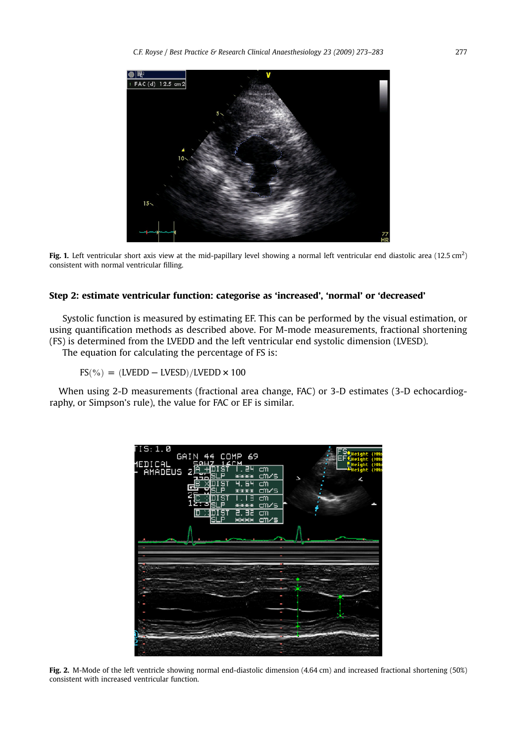**Fig. 1.** Left ventricular short axis view at the mid-papillary level showing a normal left ventricular end diastolic area (12.5 $cm^2$) consistent with normal ventricular filling.

## Step 2: estimate ventricular function: categorise as 'increased', 'normal' or 'decreased'

Systolic function is measured by estimating EF. This can be performed by the visual estimation, or using quantification methods as described above. For M-mode measurements, fractional shortening (FS) is determined from the LVEDD and the left ventricular end systolic dimension (LVESD).

The equation for calculating the percentage of FS is:

$$FS(\%) = (LVEDD - LVESD)/LVEDD \times 100$$

When using 2-D measurements (fractional area change, FAC) or 3-D estimates (3-D echocardiography, or Simpson's rule), the value for FAC or EF is similar.

**Fig. 2.** M-Mode of the left ventricle showing normal end-diastolic dimension (4.64 cm) and increased fractional shortening (50%) consistent with increased ventricular function.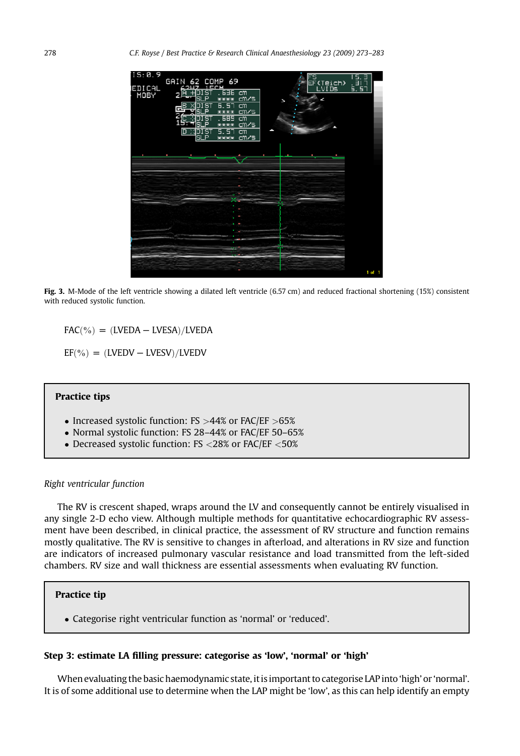Fig. 3. M-Mode of the left ventricle showing a dilated left ventricle (6.57 cm) and reduced fractional shortening (15%) consistent with reduced systolic function.

$$\text{FAC}(\%) = (\text{LVEDA} - \text{LVESA})/\text{LVEDA}$$

$$\text{EF}(\%) = (\text{LVEDV} - \text{LVESV})/\text{LVEDV}$$

> **Practice tips**
>
> - Increased systolic function: FS >44% or FAC/EF >65%
> - Normal systolic function: FS 28–44% or FAC/EF 50–65%
> - Decreased systolic function: FS <28% or FAC/EF <50%

*Right ventricular function*

The RV is crescent shaped, wraps around the LV and consequently cannot be entirely visualised in any single 2-D echo view. Although multiple methods for quantitative echocardiographic RV assessment have been described, in clinical practice, the assessment of RV structure and function remains mostly qualitative. The RV is sensitive to changes in afterload, and alterations in RV size and function are indicators of increased pulmonary vascular resistance and load transmitted from the left-sided chambers. RV size and wall thickness are essential assessments when evaluating RV function.

> **Practice tip**
>
> - Categorise right ventricular function as 'normal' or 'reduced'.

### Step 3: estimate LA filling pressure: categorise as 'low', 'normal' or 'high'

When evaluating the basic haemodynamic state, it is important to categorise LAP into 'high' or 'normal'. It is of some additional use to determine when the LAP might be 'low', as this can help identify an empty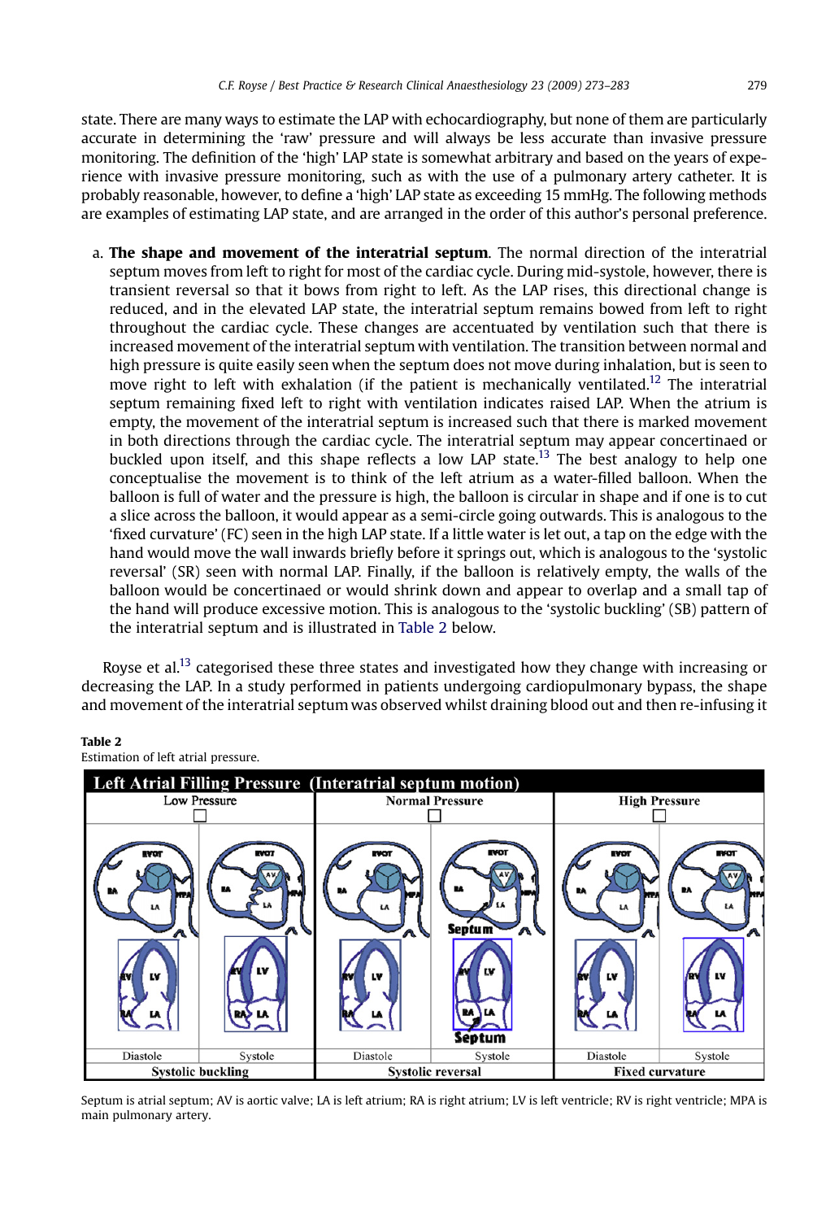state. There are many ways to estimate the LAP with echocardiography, but none of them are particularly accurate in determining the 'raw' pressure and will always be less accurate than invasive pressure monitoring. The definition of the 'high' LAP state is somewhat arbitrary and based on the years of experience with invasive pressure monitoring, such as with the use of a pulmonary artery catheter. It is probably reasonable, however, to define a 'high' LAP state as exceeding 15 mmHg. The following methods are examples of estimating LAP state, and are arranged in the order of this author's personal preference.

a. **The shape and movement of the interatrial septum**. The normal direction of the interatrial septum moves from left to right for most of the cardiac cycle. During mid-systole, however, there is transient reversal so that it bows from right to left. As the LAP rises, this directional change is reduced, and in the elevated LAP state, the interatrial septum remains bowed from left to right throughout the cardiac cycle. These changes are accentuated by ventilation such that there is increased movement of the interatrial septum with ventilation. The transition between normal and high pressure is quite easily seen when the septum does not move during inhalation, but is seen to move right to left with exhalation (if the patient is mechanically ventilated.[12] The interatrial septum remaining fixed left to right with ventilation indicates raised LAP. When the atrium is empty, the movement of the interatrial septum is increased such that there is marked movement in both directions through the cardiac cycle. The interatrial septum may appear concertinaed or buckled upon itself, and this shape reflects a low LAP state.[13] The best analogy to help one conceptualise the movement is to think of the left atrium as a water-filled balloon. When the balloon is full of water and the pressure is high, the balloon is circular in shape and if one is to cut a slice across the balloon, it would appear as a semi-circle going outwards. This is analogous to the 'fixed curvature' (FC) seen in the high LAP state. If a little water is let out, a tap on the edge with the hand would move the wall inwards briefly before it springs out, which is analogous to the 'systolic reversal' (SR) seen with normal LAP. Finally, if the balloon is relatively empty, the walls of the balloon would be concertinaed or would shrink down and appear to overlap and a small tap of the hand will produce excessive motion. This is analogous to the 'systolic buckling' (SB) pattern of the interatrial septum and is illustrated in Table 2 below.

Royse et al.[13] categorised these three states and investigated how they change with increasing or decreasing the LAP. In a study performed in patients undergoing cardiopulmonary bypass, the shape and movement of the interatrial septum was observed whilst draining blood out and then re-infusing it

**Table 2**
Estimation of left atrial pressure.

Left Atrial Filling Pressure (Interatrial septum motion)

| Low Pressure ☐ | | Normal Pressure ☐ | | High Pressure ☐ | |
|---|---|---|---|---|---|
| RVOT, RA, LA, MPA, LV, RV | RVOT, AV, RA, LA, MPA, LV, RV | RVOT, RA, LA, MPA, LV, RV | RVOT, AV, RA, LA, MPA, Septum, LV, RV | RVOT, RA, LA, MPA, LV, RV | RVOT, AV, RA, LA, MPA, LV, RV |
| Diastole | Systole | Diastole | Systole | Diastole | Systole |
| Systolic buckling | | Systolic reversal | | Fixed curvature | |

Septum is atrial septum; AV is aortic valve; LA is left atrium; RA is right atrium; LV is left ventricle; RV is right ventricle; MPA is main pulmonary artery.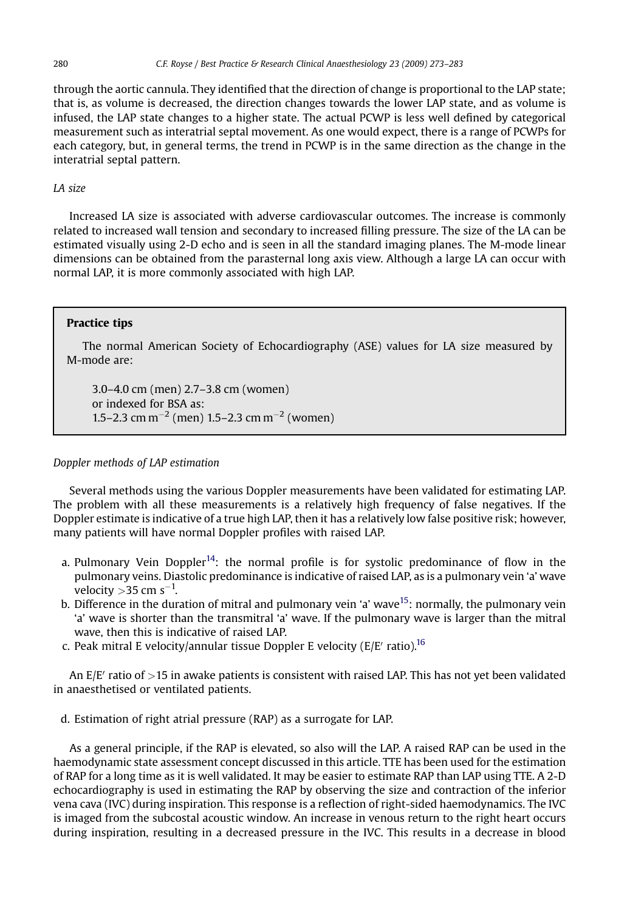through the aortic cannula. They identified that the direction of change is proportional to the LAP state; that is, as volume is decreased, the direction changes towards the lower LAP state, and as volume is infused, the LAP state changes to a higher state. The actual PCWP is less well defined by categorical measurement such as interatrial septal movement. As one would expect, there is a range of PCWPs for each category, but, in general terms, the trend in PCWP is in the same direction as the change in the interatrial septal pattern.

*LA size*

Increased LA size is associated with adverse cardiovascular outcomes. The increase is commonly related to increased wall tension and secondary to increased filling pressure. The size of the LA can be estimated visually using 2-D echo and is seen in all the standard imaging planes. The M-mode linear dimensions can be obtained from the parasternal long axis view. Although a large LA can occur with normal LAP, it is more commonly associated with high LAP.

> **Practice tips**
>
> The normal American Society of Echocardiography (ASE) values for LA size measured by M-mode are:
>
> 3.0–4.0 cm (men) 2.7–3.8 cm (women)
> or indexed for BSA as:
> 1.5–2.3 cm $m^{-2}$ (men) 1.5–2.3 cm $m^{-2}$ (women)

*Doppler methods of LAP estimation*

Several methods using the various Doppler measurements have been validated for estimating LAP. The problem with all these measurements is a relatively high frequency of false negatives. If the Doppler estimate is indicative of a true high LAP, then it has a relatively low false positive risk; however, many patients will have normal Doppler profiles with raised LAP.

a. Pulmonary Vein Doppler[14]: the normal profile is for systolic predominance of flow in the pulmonary veins. Diastolic predominance is indicative of raised LAP, as is a pulmonary vein 'a' wave velocity >35 cm $s^{-1}$.
b. Difference in the duration of mitral and pulmonary vein 'a' wave[15]: normally, the pulmonary vein 'a' wave is shorter than the transmitral 'a' wave. If the pulmonary wave is larger than the mitral wave, then this is indicative of raised LAP.
c. Peak mitral E velocity/annular tissue Doppler E velocity (E/E′ ratio).[16]

An E/E′ ratio of >15 in awake patients is consistent with raised LAP. This has not yet been validated in anaesthetised or ventilated patients.

d. Estimation of right atrial pressure (RAP) as a surrogate for LAP.

As a general principle, if the RAP is elevated, so also will the LAP. A raised RAP can be used in the haemodynamic state assessment concept discussed in this article. TTE has been used for the estimation of RAP for a long time as it is well validated. It may be easier to estimate RAP than LAP using TTE. A 2-D echocardiography is used in estimating the RAP by observing the size and contraction of the inferior vena cava (IVC) during inspiration. This response is a reflection of right-sided haemodynamics. The IVC is imaged from the subcostal acoustic window. An increase in venous return to the right heart occurs during inspiration, resulting in a decreased pressure in the IVC. This results in a decrease in blood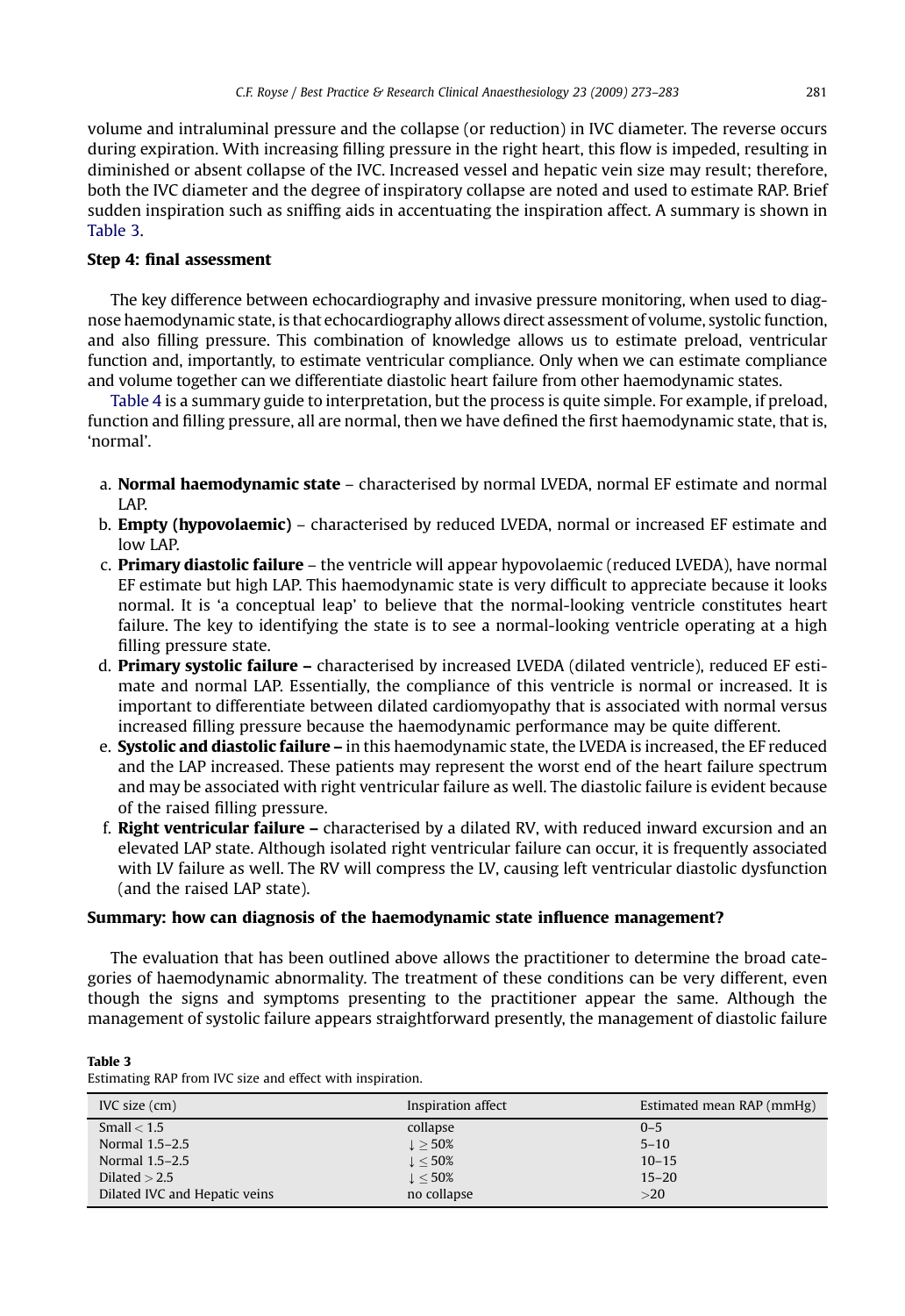volume and intraluminal pressure and the collapse (or reduction) in IVC diameter. The reverse occurs during expiration. With increasing filling pressure in the right heart, this flow is impeded, resulting in diminished or absent collapse of the IVC. Increased vessel and hepatic vein size may result; therefore, both the IVC diameter and the degree of inspiratory collapse are noted and used to estimate RAP. Brief sudden inspiration such as sniffing aids in accentuating the inspiration affect. A summary is shown in Table 3.

### Step 4: final assessment

The key difference between echocardiography and invasive pressure monitoring, when used to diagnose haemodynamic state, is that echocardiography allows direct assessment of volume, systolic function, and also filling pressure. This combination of knowledge allows us to estimate preload, ventricular function and, importantly, to estimate ventricular compliance. Only when we can estimate compliance and volume together can we differentiate diastolic heart failure from other haemodynamic states.

Table 4 is a summary guide to interpretation, but the process is quite simple. For example, if preload, function and filling pressure, all are normal, then we have defined the first haemodynamic state, that is, 'normal'.

a. **Normal haemodynamic state** – characterised by normal LVEDA, normal EF estimate and normal LAP.
b. **Empty (hypovolaemic)** – characterised by reduced LVEDA, normal or increased EF estimate and low LAP.
c. **Primary diastolic failure** – the ventricle will appear hypovolaemic (reduced LVEDA), have normal EF estimate but high LAP. This haemodynamic state is very difficult to appreciate because it looks normal. It is 'a conceptual leap' to believe that the normal-looking ventricle constitutes heart failure. The key to identifying the state is to see a normal-looking ventricle operating at a high filling pressure state.
d. **Primary systolic failure –** characterised by increased LVEDA (dilated ventricle), reduced EF estimate and normal LAP. Essentially, the compliance of this ventricle is normal or increased. It is important to differentiate between dilated cardiomyopathy that is associated with normal versus increased filling pressure because the haemodynamic performance may be quite different.
e. **Systolic and diastolic failure –** in this haemodynamic state, the LVEDA is increased, the EF reduced and the LAP increased. These patients may represent the worst end of the heart failure spectrum and may be associated with right ventricular failure as well. The diastolic failure is evident because of the raised filling pressure.
f. **Right ventricular failure –** characterised by a dilated RV, with reduced inward excursion and an elevated LAP state. Although isolated right ventricular failure can occur, it is frequently associated with LV failure as well. The RV will compress the LV, causing left ventricular diastolic dysfunction (and the raised LAP state).

### Summary: how can diagnosis of the haemodynamic state influence management?

The evaluation that has been outlined above allows the practitioner to determine the broad categories of haemodynamic abnormality. The treatment of these conditions can be very different, even though the signs and symptoms presenting to the practitioner appear the same. Although the management of systolic failure appears straightforward presently, the management of diastolic failure

**Table 3**
Estimating RAP from IVC size and effect with inspiration.

| IVC size (cm) | Inspiration affect | Estimated mean RAP (mmHg) |
|---|---|---|
| Small < 1.5 | collapse | 0–5 |
| Normal 1.5–2.5 | ↓ ≥ 50% | 5–10 |
| Normal 1.5–2.5 | ↓ ≤ 50% | 10–15 |
| Dilated > 2.5 | ↓ ≤ 50% | 15–20 |
| Dilated IVC and Hepatic veins | no collapse | >20 |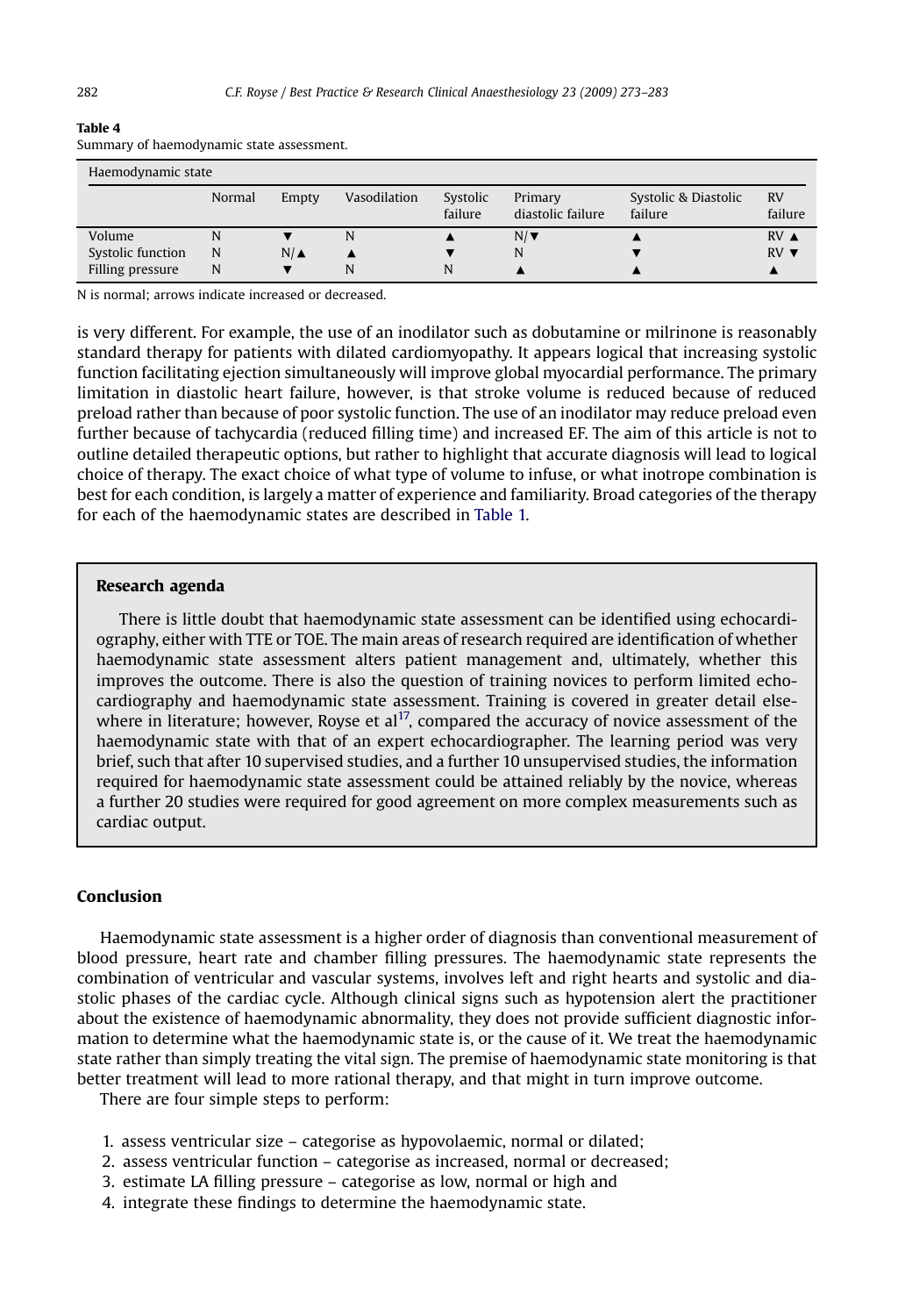**Table 4**
Summary of haemodynamic state assessment.

| Haemodynamic state | | | | | | | |
|---|---|---|---|---|---|---|---|
| | Normal | Empty | Vasodilation | Systolic failure | Primary diastolic failure | Systolic & Diastolic failure | RV failure |
| Volume | N | ▼ | N | ▲ | N/▼ | ▲ | RV ▲ |
| Systolic function | N | N/▲ | ▲ | ▼ | N | ▼ | RV ▼ |
| Filling pressure | N | ▼ | N | N | ▲ | ▲ | ▲ |

N is normal; arrows indicate increased or decreased.

is very different. For example, the use of an inodilator such as dobutamine or milrinone is reasonably standard therapy for patients with dilated cardiomyopathy. It appears logical that increasing systolic function facilitating ejection simultaneously will improve global myocardial performance. The primary limitation in diastolic heart failure, however, is that stroke volume is reduced because of reduced preload rather than because of poor systolic function. The use of an inodilator may reduce preload even further because of tachycardia (reduced filling time) and increased EF. The aim of this article is not to outline detailed therapeutic options, but rather to highlight that accurate diagnosis will lead to logical choice of therapy. The exact choice of what type of volume to infuse, or what inotrope combination is best for each condition, is largely a matter of experience and familiarity. Broad categories of the therapy for each of the haemodynamic states are described in Table 1.

**Research agenda**

There is little doubt that haemodynamic state assessment can be identified using echocardiography, either with TTE or TOE. The main areas of research required are identification of whether haemodynamic state assessment alters patient management and, ultimately, whether this improves the outcome. There is also the question of training novices to perform limited echocardiography and haemodynamic state assessment. Training is covered in greater detail elsewhere in literature; however, Royse et al[17], compared the accuracy of novice assessment of the haemodynamic state with that of an expert echocardiographer. The learning period was very brief, such that after 10 supervised studies, and a further 10 unsupervised studies, the information required for haemodynamic state assessment could be attained reliably by the novice, whereas a further 20 studies were required for good agreement on more complex measurements such as cardiac output.

## Conclusion

Haemodynamic state assessment is a higher order of diagnosis than conventional measurement of blood pressure, heart rate and chamber filling pressures. The haemodynamic state represents the combination of ventricular and vascular systems, involves left and right hearts and systolic and diastolic phases of the cardiac cycle. Although clinical signs such as hypotension alert the practitioner about the existence of haemodynamic abnormality, they does not provide sufficient diagnostic information to determine what the haemodynamic state is, or the cause of it. We treat the haemodynamic state rather than simply treating the vital sign. The premise of haemodynamic state monitoring is that better treatment will lead to more rational therapy, and that might in turn improve outcome.

There are four simple steps to perform:

1. assess ventricular size – categorise as hypovolaemic, normal or dilated;
2. assess ventricular function – categorise as increased, normal or decreased;
3. estimate LA filling pressure – categorise as low, normal or high and
4. integrate these findings to determine the haemodynamic state.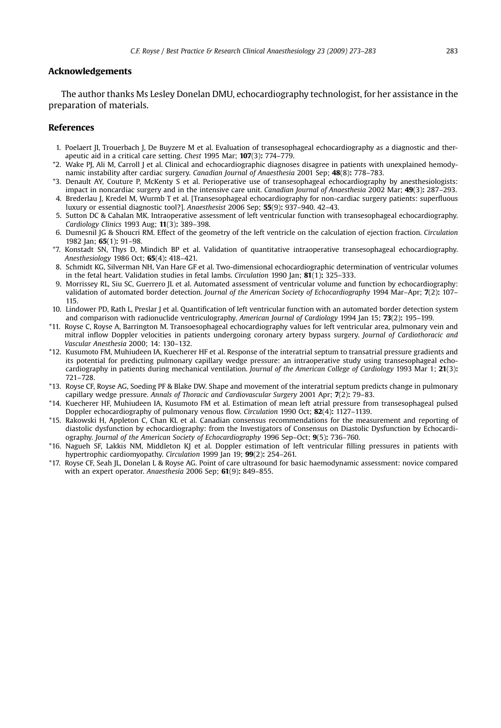## Acknowledgements

The author thanks Ms Lesley Donelan DMU, echocardiography technologist, for her assistance in the preparation of materials.

## References

1. Poelaert JI, Trouerbach J, De Buyzere M et al. Evaluation of transesophageal echocardiography as a diagnostic and therapeutic aid in a critical care setting. *Chest* 1995 Mar; **107**(3)**:** 774–779.
*2. Wake PJ, Ali M, Carroll J et al. Clinical and echocardiographic diagnoses disagree in patients with unexplained hemodynamic instability after cardiac surgery. *Canadian Journal of Anaesthesia* 2001 Sep; **48**(8)**:** 778–783.
*3. Denault AY, Couture P, McKenty S et al. Perioperative use of transesophageal echocardiography by anesthesiologists: impact in noncardiac surgery and in the intensive care unit. *Canadian Journal of Anaesthesia* 2002 Mar; **49**(3)**:** 287–293.
4. Brederlau J, Kredel M, Wurmb T et al. [Transesophageal echocardiography for non-cardiac surgery patients: superfluous luxury or essential diagnostic tool?]. *Anaesthesist* 2006 Sep; **55**(9)**:** 937–940. 42–43.
5. Sutton DC & Cahalan MK. Intraoperative assessment of left ventricular function with transesophageal echocardiography. *Cardiology Clinics* 1993 Aug; **11**(3)**:** 389–398.
6. Dumesnil JG & Shoucri RM. Effect of the geometry of the left ventricle on the calculation of ejection fraction. *Circulation* 1982 Jan; **65**(1)**:** 91–98.
*7. Konstadt SN, Thys D, Mindich BP et al. Validation of quantitative intraoperative transesophageal echocardiography. *Anesthesiology* 1986 Oct; **65**(4)**:** 418–421.
8. Schmidt KG, Silverman NH, Van Hare GF et al. Two-dimensional echocardiographic determination of ventricular volumes in the fetal heart. Validation studies in fetal lambs. *Circulation* 1990 Jan; **81**(1)**:** 325–333.
9. Morrissey RL, Siu SC, Guerrero JL et al. Automated assessment of ventricular volume and function by echocardiography: validation of automated border detection. *Journal of the American Society of Echocardiography* 1994 Mar–Apr; **7**(2)**:** 107–115.
10. Lindower PD, Rath L, Preslar J et al. Quantification of left ventricular function with an automated border detection system and comparison with radionuclide ventriculography. *American Journal of Cardiology* 1994 Jan 15; **73**(2)**:** 195–199.
*11. Royse C, Royse A, Barrington M. Transoesophageal echocardiography values for left ventricular area, pulmonary vein and mitral inflow Doppler velocities in patients undergoing coronary artery bypass surgery. *Journal of Cardiothoracic and Vascular Anesthesia* 2000; 14: 130–132.
*12. Kusumoto FM, Muhiudeen IA, Kuecherer HF et al. Response of the interatrial septum to transatrial pressure gradients and its potential for predicting pulmonary capillary wedge pressure: an intraoperative study using transesophageal echocardiography in patients during mechanical ventilation. *Journal of the American College of Cardiology* 1993 Mar 1; **21**(3)**:** 721–728.
*13. Royse CF, Royse AG, Soeding PF & Blake DW. Shape and movement of the interatrial septum predicts change in pulmonary capillary wedge pressure. *Annals of Thoracic and Cardiovascular Surgery* 2001 Apr; **7**(2)**:** 79–83.
*14. Kuecherer HF, Muhiudeen IA, Kusumoto FM et al. Estimation of mean left atrial pressure from transesophageal pulsed Doppler echocardiography of pulmonary venous flow. *Circulation* 1990 Oct; **82**(4)**:** 1127–1139.
*15. Rakowski H, Appleton C, Chan KL et al. Canadian consensus recommendations for the measurement and reporting of diastolic dysfunction by echocardiography: from the Investigators of Consensus on Diastolic Dysfunction by Echocardiography. *Journal of the American Society of Echocardiography* 1996 Sep–Oct; **9**(5)**:** 736–760.
*16. Nagueh SF, Lakkis NM, Middleton KJ et al. Doppler estimation of left ventricular filling pressures in patients with hypertrophic cardiomyopathy. *Circulation* 1999 Jan 19; **99**(2)**:** 254–261.
*17. Royse CF, Seah JL, Donelan L & Royse AG. Point of care ultrasound for basic haemodynamic assessment: novice compared with an expert operator. *Anaesthesia* 2006 Sep; **61**(9)**:** 849–855.